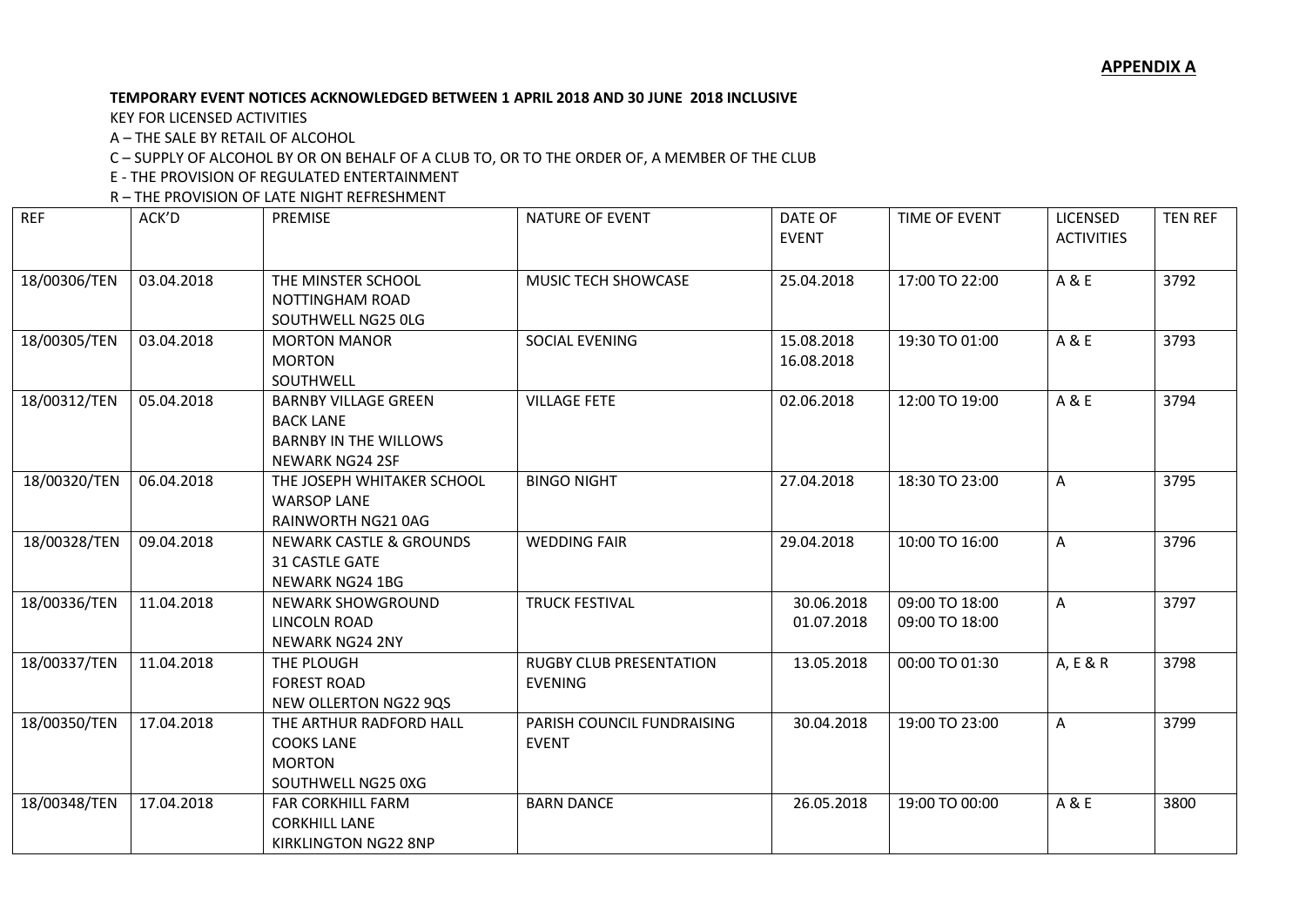**APPENDIX A**

**TEMPORARY EVENT NOTICES ACKNOWLEDGED BETWEEN 1 APRIL 2018 AND 30 JUNE 2018 INCLUSIVE**

KEY FOR LICENSED ACTIVITIES

A – THE SALE BY RETAIL OF ALCOHOL

C – SUPPLY OF ALCOHOL BY OR ON BEHALF OF A CLUB TO, OR TO THE ORDER OF, A MEMBER OF THE CLUB

E - THE PROVISION OF REGULATED ENTERTAINMENT

R – THE PROVISION OF LATE NIGHT REFRESHMENT

| REF | ACK'D | PREMISE | NATURE OF EVENT | DATE OF EVENT | TIME OF EVENT | LICENSED ACTIVITIES | TEN REF |
|---|---|---|---|---|---|---|---|
| 18/00306/TEN | 03.04.2018 | THE MINSTER SCHOOL<br>NOTTINGHAM ROAD<br>SOUTHWELL NG25 0LG | MUSIC TECH SHOWCASE | 25.04.2018 | 17:00 TO 22:00 | A & E | 3792 |
| 18/00305/TEN | 03.04.2018 | MORTON MANOR<br>MORTON<br>SOUTHWELL | SOCIAL EVENING | 15.08.2018<br>16.08.2018 | 19:30 TO 01:00 | A & E | 3793 |
| 18/00312/TEN | 05.04.2018 | BARNBY VILLAGE GREEN<br>BACK LANE<br>BARNBY IN THE WILLOWS<br>NEWARK NG24 2SF | VILLAGE FETE | 02.06.2018 | 12:00 TO 19:00 | A & E | 3794 |
| 18/00320/TEN | 06.04.2018 | THE JOSEPH WHITAKER SCHOOL<br>WARSOP LANE<br>RAINWORTH NG21 0AG | BINGO NIGHT | 27.04.2018 | 18:30 TO 23:00 | A | 3795 |
| 18/00328/TEN | 09.04.2018 | NEWARK CASTLE & GROUNDS<br>31 CASTLE GATE<br>NEWARK NG24 1BG | WEDDING FAIR | 29.04.2018 | 10:00 TO 16:00 | A | 3796 |
| 18/00336/TEN | 11.04.2018 | NEWARK SHOWGROUND<br>LINCOLN ROAD<br>NEWARK NG24 2NY | TRUCK FESTIVAL | 30.06.2018<br>01.07.2018 | 09:00 TO 18:00<br>09:00 TO 18:00 | A | 3797 |
| 18/00337/TEN | 11.04.2018 | THE PLOUGH<br>FOREST ROAD<br>NEW OLLERTON NG22 9QS | RUGBY CLUB PRESENTATION EVENING | 13.05.2018 | 00:00 TO 01:30 | A, E & R | 3798 |
| 18/00350/TEN | 17.04.2018 | THE ARTHUR RADFORD HALL<br>COOKS LANE<br>MORTON<br>SOUTHWELL NG25 0XG | PARISH COUNCIL FUNDRAISING EVENT | 30.04.2018 | 19:00 TO 23:00 | A | 3799 |
| 18/00348/TEN | 17.04.2018 | FAR CORKHILL FARM<br>CORKHILL LANE<br>KIRKLINGTON NG22 8NP | BARN DANCE | 26.05.2018 | 19:00 TO 00:00 | A & E | 3800 |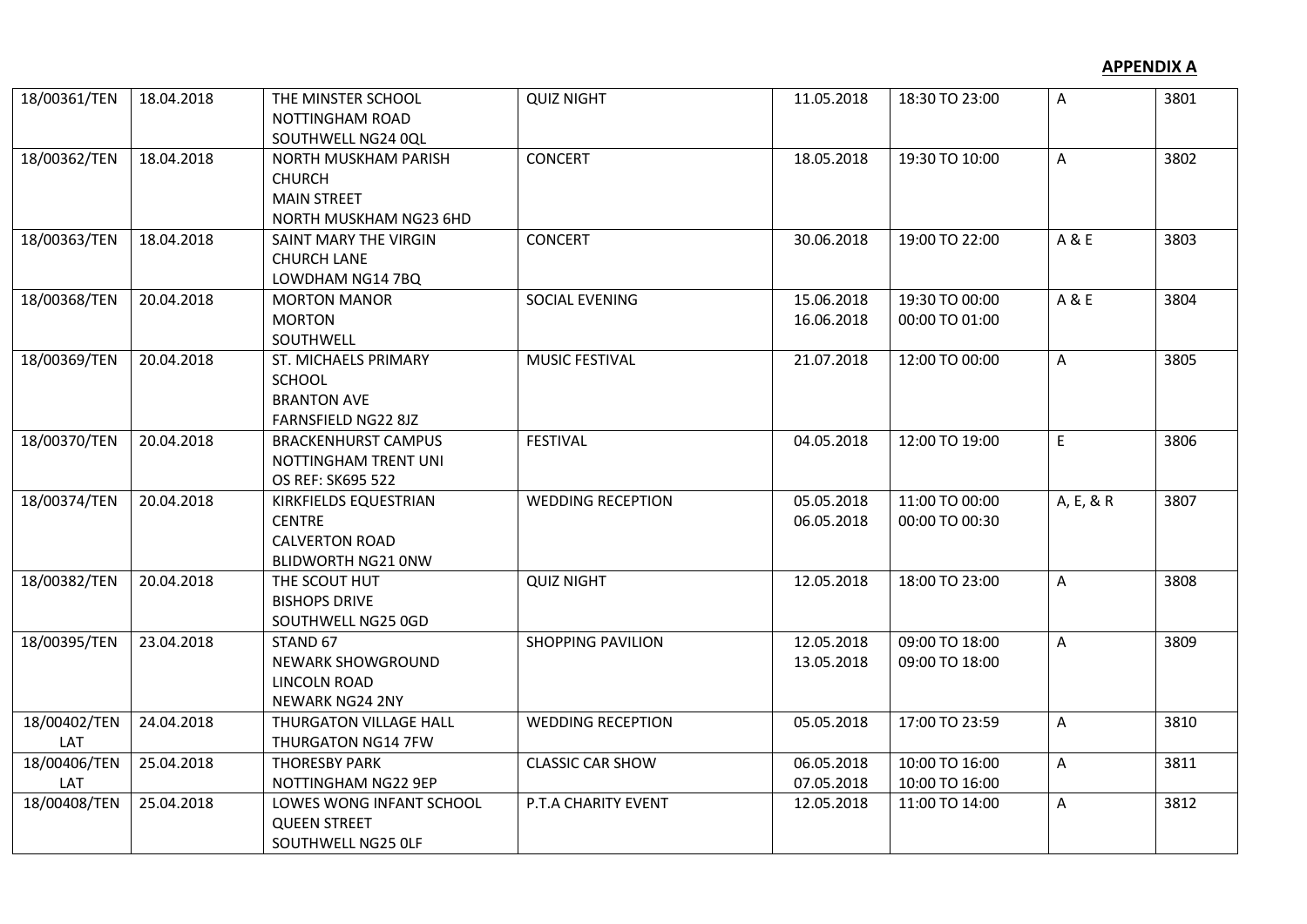**APPENDIX A**

| | | | | | | | |
|---|---|---|---|---|---|---|---|
| 18/00361/TEN | 18.04.2018 | THE MINSTER SCHOOL<br>NOTTINGHAM ROAD<br>SOUTHWELL NG24 0QL | QUIZ NIGHT | 11.05.2018 | 18:30 TO 23:00 | A | 3801 |
| 18/00362/TEN | 18.04.2018 | NORTH MUSKHAM PARISH CHURCH<br>MAIN STREET<br>NORTH MUSKHAM NG23 6HD | CONCERT | 18.05.2018 | 19:30 TO 10:00 | A | 3802 |
| 18/00363/TEN | 18.04.2018 | SAINT MARY THE VIRGIN<br>CHURCH LANE<br>LOWDHAM NG14 7BQ | CONCERT | 30.06.2018 | 19:00 TO 22:00 | A & E | 3803 |
| 18/00368/TEN | 20.04.2018 | MORTON MANOR<br>MORTON<br>SOUTHWELL | SOCIAL EVENING | 15.06.2018<br>16.06.2018 | 19:30 TO 00:00<br>00:00 TO 01:00 | A & E | 3804 |
| 18/00369/TEN | 20.04.2018 | ST. MICHAELS PRIMARY SCHOOL<br>BRANTON AVE<br>FARNSFIELD NG22 8JZ | MUSIC FESTIVAL | 21.07.2018 | 12:00 TO 00:00 | A | 3805 |
| 18/00370/TEN | 20.04.2018 | BRACKENHURST CAMPUS<br>NOTTINGHAM TRENT UNI<br>OS REF: SK695 522 | FESTIVAL | 04.05.2018 | 12:00 TO 19:00 | E | 3806 |
| 18/00374/TEN | 20.04.2018 | KIRKFIELDS EQUESTRIAN CENTRE<br>CALVERTON ROAD<br>BLIDWORTH NG21 0NW | WEDDING RECEPTION | 05.05.2018<br>06.05.2018 | 11:00 TO 00:00<br>00:00 TO 00:30 | A, E, & R | 3807 |
| 18/00382/TEN | 20.04.2018 | THE SCOUT HUT<br>BISHOPS DRIVE<br>SOUTHWELL NG25 0GD | QUIZ NIGHT | 12.05.2018 | 18:00 TO 23:00 | A | 3808 |
| 18/00395/TEN | 23.04.2018 | STAND 67<br>NEWARK SHOWGROUND<br>LINCOLN ROAD<br>NEWARK NG24 2NY | SHOPPING PAVILION | 12.05.2018<br>13.05.2018 | 09:00 TO 18:00<br>09:00 TO 18:00 | A | 3809 |
| 18/00402/TEN LAT | 24.04.2018 | THURGATON VILLAGE HALL<br>THURGATON NG14 7FW | WEDDING RECEPTION | 05.05.2018 | 17:00 TO 23:59 | A | 3810 |
| 18/00406/TEN LAT | 25.04.2018 | THORESBY PARK<br>NOTTINGHAM NG22 9EP | CLASSIC CAR SHOW | 06.05.2018<br>07.05.2018 | 10:00 TO 16:00<br>10:00 TO 16:00 | A | 3811 |
| 18/00408/TEN | 25.04.2018 | LOWES WONG INFANT SCHOOL<br>QUEEN STREET<br>SOUTHWELL NG25 0LF | P.T.A CHARITY EVENT | 12.05.2018 | 11:00 TO 14:00 | A | 3812 |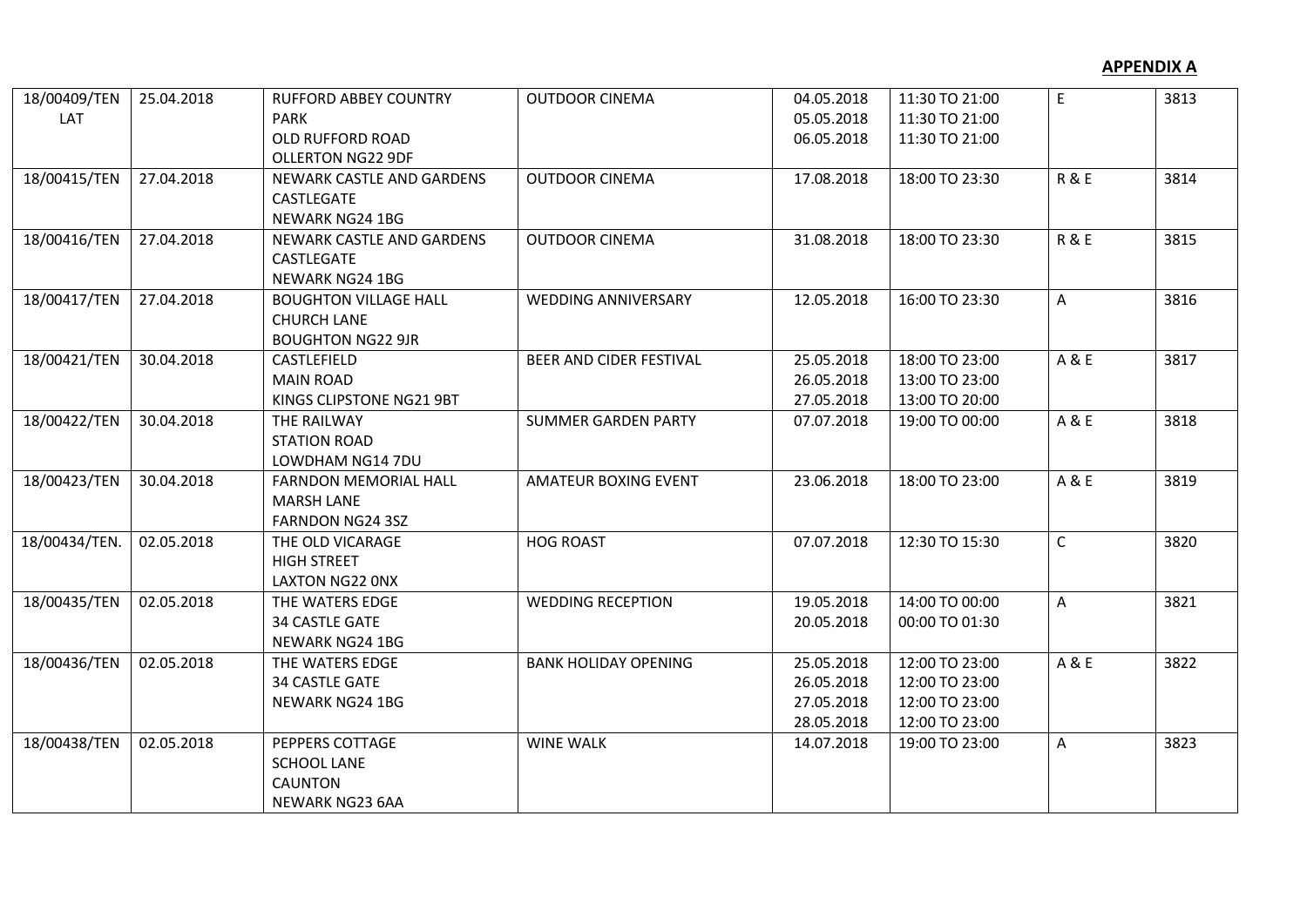**APPENDIX A**

| | | | | | | | |
|---|---|---|---|---|---|---|---|
| 18/00409/TEN LAT | 25.04.2018 | RUFFORD ABBEY COUNTRY PARK<br>OLD RUFFORD ROAD<br>OLLERTON NG22 9DF | OUTDOOR CINEMA | 04.05.2018<br>05.05.2018<br>06.05.2018 | 11:30 TO 21:00<br>11:30 TO 21:00<br>11:30 TO 21:00 | E | 3813 |
| 18/00415/TEN | 27.04.2018 | NEWARK CASTLE AND GARDENS<br>CASTLEGATE<br>NEWARK NG24 1BG | OUTDOOR CINEMA | 17.08.2018 | 18:00 TO 23:30 | R & E | 3814 |
| 18/00416/TEN | 27.04.2018 | NEWARK CASTLE AND GARDENS<br>CASTLEGATE<br>NEWARK NG24 1BG | OUTDOOR CINEMA | 31.08.2018 | 18:00 TO 23:30 | R & E | 3815 |
| 18/00417/TEN | 27.04.2018 | BOUGHTON VILLAGE HALL<br>CHURCH LANE<br>BOUGHTON NG22 9JR | WEDDING ANNIVERSARY | 12.05.2018 | 16:00 TO 23:30 | A | 3816 |
| 18/00421/TEN | 30.04.2018 | CASTLEFIELD<br>MAIN ROAD<br>KINGS CLIPSTONE NG21 9BT | BEER AND CIDER FESTIVAL | 25.05.2018<br>26.05.2018<br>27.05.2018 | 18:00 TO 23:00<br>13:00 TO 23:00<br>13:00 TO 20:00 | A & E | 3817 |
| 18/00422/TEN | 30.04.2018 | THE RAILWAY<br>STATION ROAD<br>LOWDHAM NG14 7DU | SUMMER GARDEN PARTY | 07.07.2018 | 19:00 TO 00:00 | A & E | 3818 |
| 18/00423/TEN | 30.04.2018 | FARNDON MEMORIAL HALL<br>MARSH LANE<br>FARNDON NG24 3SZ | AMATEUR BOXING EVENT | 23.06.2018 | 18:00 TO 23:00 | A & E | 3819 |
| 18/00434/TEN. | 02.05.2018 | THE OLD VICARAGE<br>HIGH STREET<br>LAXTON NG22 0NX | HOG ROAST | 07.07.2018 | 12:30 TO 15:30 | C | 3820 |
| 18/00435/TEN | 02.05.2018 | THE WATERS EDGE<br>34 CASTLE GATE<br>NEWARK NG24 1BG | WEDDING RECEPTION | 19.05.2018<br>20.05.2018 | 14:00 TO 00:00<br>00:00 TO 01:30 | A | 3821 |
| 18/00436/TEN | 02.05.2018 | THE WATERS EDGE<br>34 CASTLE GATE<br>NEWARK NG24 1BG | BANK HOLIDAY OPENING | 25.05.2018<br>26.05.2018<br>27.05.2018<br>28.05.2018 | 12:00 TO 23:00<br>12:00 TO 23:00<br>12:00 TO 23:00<br>12:00 TO 23:00 | A & E | 3822 |
| 18/00438/TEN | 02.05.2018 | PEPPERS COTTAGE<br>SCHOOL LANE<br>CAUNTON<br>NEWARK NG23 6AA | WINE WALK | 14.07.2018 | 19:00 TO 23:00 | A | 3823 |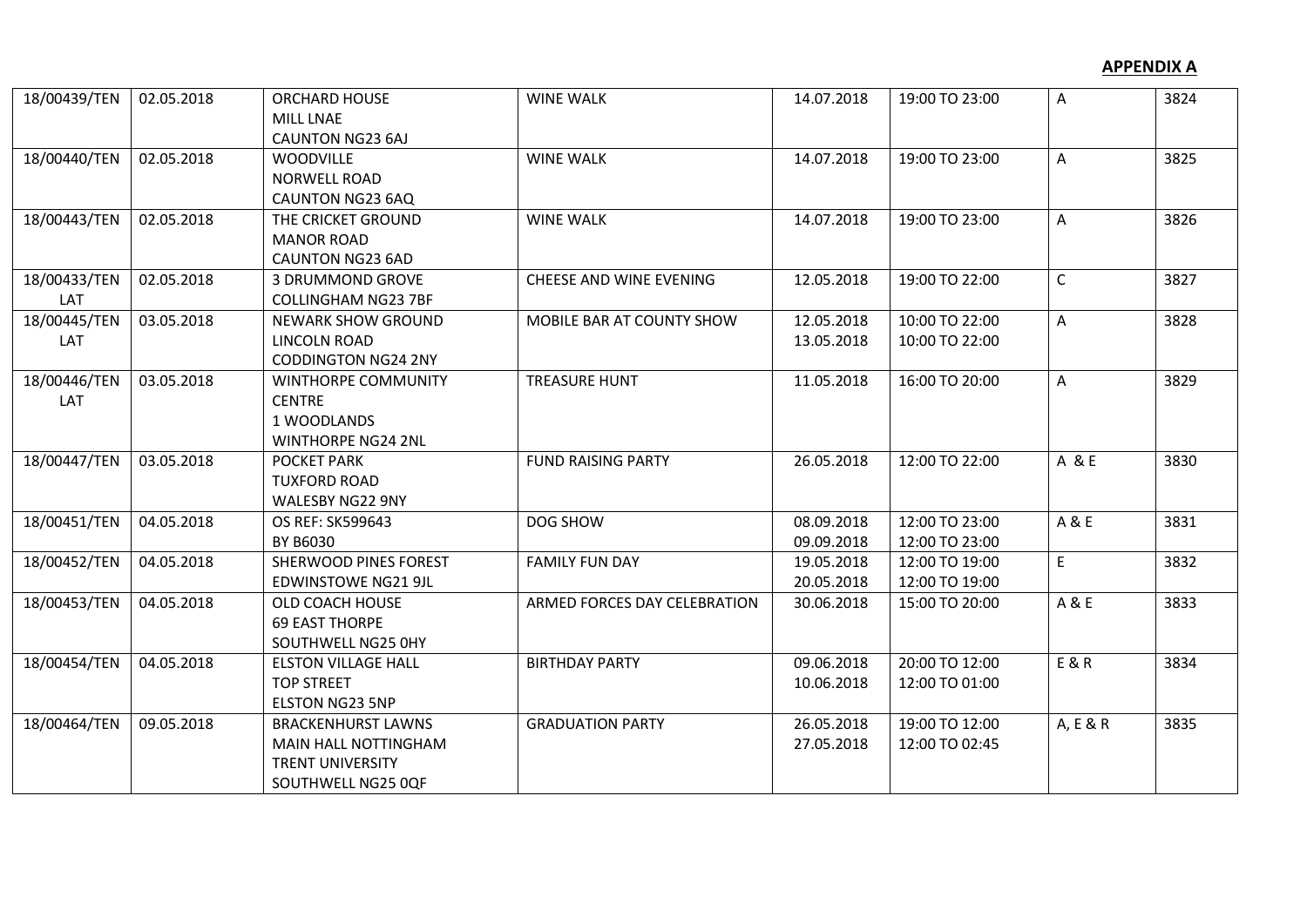**APPENDIX A**

| | | | | | | | |
|---|---|---|---|---|---|---|---|
| 18/00439/TEN | 02.05.2018 | ORCHARD HOUSE<br>MILL LNAE<br>CAUNTON NG23 6AJ | WINE WALK | 14.07.2018 | 19:00 TO 23:00 | A | 3824 |
| 18/00440/TEN | 02.05.2018 | WOODVILLE<br>NORWELL ROAD<br>CAUNTON NG23 6AQ | WINE WALK | 14.07.2018 | 19:00 TO 23:00 | A | 3825 |
| 18/00443/TEN | 02.05.2018 | THE CRICKET GROUND<br>MANOR ROAD<br>CAUNTON NG23 6AD | WINE WALK | 14.07.2018 | 19:00 TO 23:00 | A | 3826 |
| 18/00433/TEN LAT | 02.05.2018 | 3 DRUMMOND GROVE<br>COLLINGHAM NG23 7BF | CHEESE AND WINE EVENING | 12.05.2018 | 19:00 TO 22:00 | C | 3827 |
| 18/00445/TEN LAT | 03.05.2018 | NEWARK SHOW GROUND<br>LINCOLN ROAD<br>CODDINGTON NG24 2NY | MOBILE BAR AT COUNTY SHOW | 12.05.2018<br>13.05.2018 | 10:00 TO 22:00<br>10:00 TO 22:00 | A | 3828 |
| 18/00446/TEN LAT | 03.05.2018 | WINTHORPE COMMUNITY CENTRE<br>1 WOODLANDS<br>WINTHORPE NG24 2NL | TREASURE HUNT | 11.05.2018 | 16:00 TO 20:00 | A | 3829 |
| 18/00447/TEN | 03.05.2018 | POCKET PARK<br>TUXFORD ROAD<br>WALESBY NG22 9NY | FUND RAISING PARTY | 26.05.2018 | 12:00 TO 22:00 | A & E | 3830 |
| 18/00451/TEN | 04.05.2018 | OS REF: SK599643<br>BY B6030 | DOG SHOW | 08.09.2018<br>09.09.2018 | 12:00 TO 23:00<br>12:00 TO 23:00 | A & E | 3831 |
| 18/00452/TEN | 04.05.2018 | SHERWOOD PINES FOREST<br>EDWINSTOWE NG21 9JL | FAMILY FUN DAY | 19.05.2018<br>20.05.2018 | 12:00 TO 19:00<br>12:00 TO 19:00 | E | 3832 |
| 18/00453/TEN | 04.05.2018 | OLD COACH HOUSE<br>69 EAST THORPE<br>SOUTHWELL NG25 0HY | ARMED FORCES DAY CELEBRATION | 30.06.2018 | 15:00 TO 20:00 | A & E | 3833 |
| 18/00454/TEN | 04.05.2018 | ELSTON VILLAGE HALL<br>TOP STREET<br>ELSTON NG23 5NP | BIRTHDAY PARTY | 09.06.2018<br>10.06.2018 | 20:00 TO 12:00<br>12:00 TO 01:00 | E & R | 3834 |
| 18/00464/TEN | 09.05.2018 | BRACKENHURST LAWNS<br>MAIN HALL NOTTINGHAM<br>TRENT UNIVERSITY<br>SOUTHWELL NG25 0QF | GRADUATION PARTY | 26.05.2018<br>27.05.2018 | 19:00 TO 12:00<br>12:00 TO 02:45 | A, E & R | 3835 |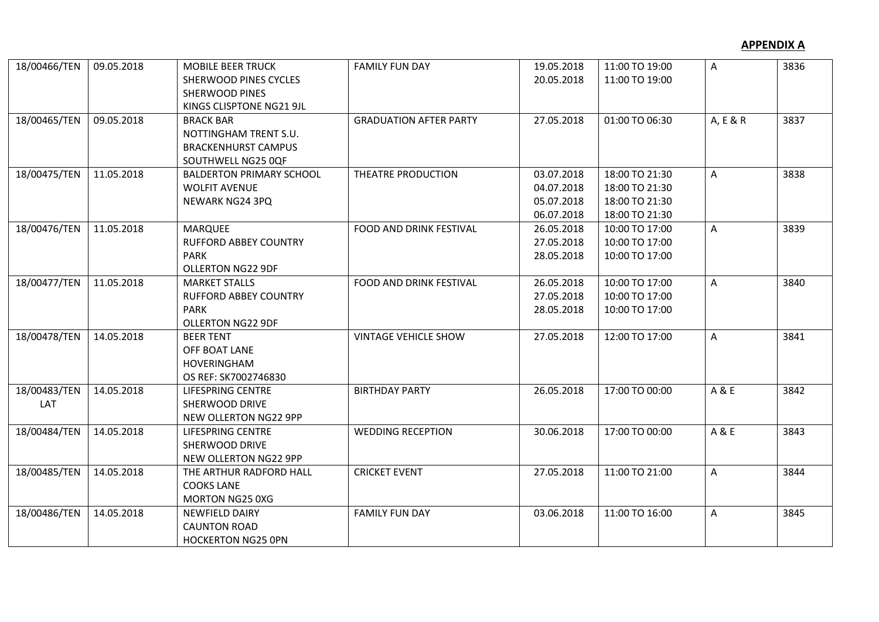**APPENDIX A**

| | | | | | | | |
|---|---|---|---|---|---|---|---|
| 18/00466/TEN | 09.05.2018 | MOBILE BEER TRUCK<br>SHERWOOD PINES CYCLES<br>SHERWOOD PINES<br>KINGS CLISPTONE NG21 9JL | FAMILY FUN DAY | 19.05.2018<br>20.05.2018 | 11:00 TO 19:00<br>11:00 TO 19:00 | A | 3836 |
| 18/00465/TEN | 09.05.2018 | BRACK BAR<br>NOTTINGHAM TRENT S.U.<br>BRACKENHURST CAMPUS<br>SOUTHWELL NG25 0QF | GRADUATION AFTER PARTY | 27.05.2018 | 01:00 TO 06:30 | A, E & R | 3837 |
| 18/00475/TEN | 11.05.2018 | BALDERTON PRIMARY SCHOOL<br>WOLFIT AVENUE<br>NEWARK NG24 3PQ | THEATRE PRODUCTION | 03.07.2018<br>04.07.2018<br>05.07.2018<br>06.07.2018 | 18:00 TO 21:30<br>18:00 TO 21:30<br>18:00 TO 21:30<br>18:00 TO 21:30 | A | 3838 |
| 18/00476/TEN | 11.05.2018 | MARQUEE<br>RUFFORD ABBEY COUNTRY<br>PARK<br>OLLERTON NG22 9DF | FOOD AND DRINK FESTIVAL | 26.05.2018<br>27.05.2018<br>28.05.2018 | 10:00 TO 17:00<br>10:00 TO 17:00<br>10:00 TO 17:00 | A | 3839 |
| 18/00477/TEN | 11.05.2018 | MARKET STALLS<br>RUFFORD ABBEY COUNTRY<br>PARK<br>OLLERTON NG22 9DF | FOOD AND DRINK FESTIVAL | 26.05.2018<br>27.05.2018<br>28.05.2018 | 10:00 TO 17:00<br>10:00 TO 17:00<br>10:00 TO 17:00 | A | 3840 |
| 18/00478/TEN | 14.05.2018 | BEER TENT<br>OFF BOAT LANE<br>HOVERINGHAM<br>OS REF: SK7002746830 | VINTAGE VEHICLE SHOW | 27.05.2018 | 12:00 TO 17:00 | A | 3841 |
| 18/00483/TEN LAT | 14.05.2018 | LIFESPRING CENTRE<br>SHERWOOD DRIVE<br>NEW OLLERTON NG22 9PP | BIRTHDAY PARTY | 26.05.2018 | 17:00 TO 00:00 | A & E | 3842 |
| 18/00484/TEN | 14.05.2018 | LIFESPRING CENTRE<br>SHERWOOD DRIVE<br>NEW OLLERTON NG22 9PP | WEDDING RECEPTION | 30.06.2018 | 17:00 TO 00:00 | A & E | 3843 |
| 18/00485/TEN | 14.05.2018 | THE ARTHUR RADFORD HALL<br>COOKS LANE<br>MORTON NG25 0XG | CRICKET EVENT | 27.05.2018 | 11:00 TO 21:00 | A | 3844 |
| 18/00486/TEN | 14.05.2018 | NEWFIELD DAIRY<br>CAUNTON ROAD<br>HOCKERTON NG25 0PN | FAMILY FUN DAY | 03.06.2018 | 11:00 TO 16:00 | A | 3845 |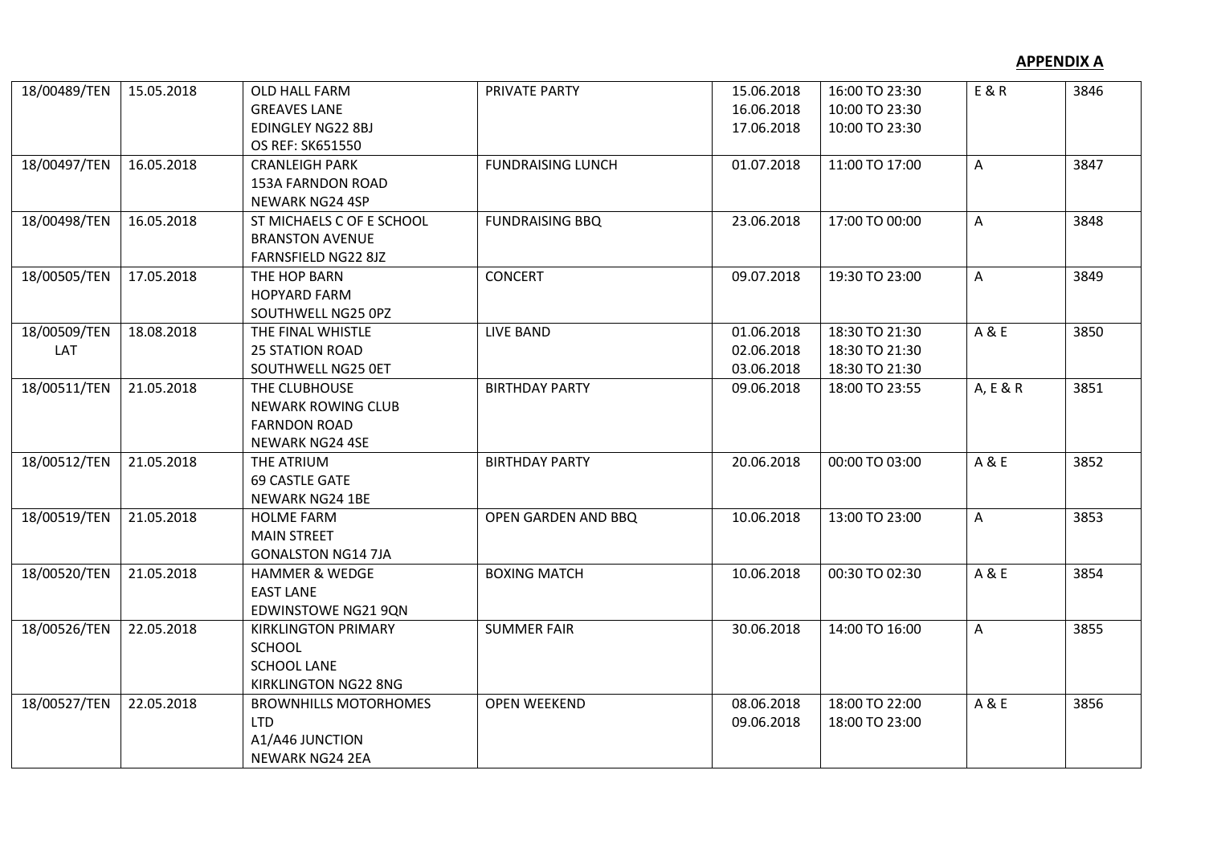**APPENDIX A**

| | | | | | | | |
|---|---|---|---|---|---|---|---|
| 18/00489/TEN | 15.05.2018 | OLD HALL FARM<br>GREAVES LANE<br>EDINGLEY NG22 8BJ<br>OS REF: SK651550 | PRIVATE PARTY | 15.06.2018<br>16.06.2018<br>17.06.2018 | 16:00 TO 23:30<br>10:00 TO 23:30<br>10:00 TO 23:30 | E & R | 3846 |
| 18/00497/TEN | 16.05.2018 | CRANLEIGH PARK<br>153A FARNDON ROAD<br>NEWARK NG24 4SP | FUNDRAISING LUNCH | 01.07.2018 | 11:00 TO 17:00 | A | 3847 |
| 18/00498/TEN | 16.05.2018 | ST MICHAELS C OF E SCHOOL<br>BRANSTON AVENUE<br>FARNSFIELD NG22 8JZ | FUNDRAISING BBQ | 23.06.2018 | 17:00 TO 00:00 | A | 3848 |
| 18/00505/TEN | 17.05.2018 | THE HOP BARN<br>HOPYARD FARM<br>SOUTHWELL NG25 0PZ | CONCERT | 09.07.2018 | 19:30 TO 23:00 | A | 3849 |
| 18/00509/TEN LAT | 18.08.2018 | THE FINAL WHISTLE<br>25 STATION ROAD<br>SOUTHWELL NG25 0ET | LIVE BAND | 01.06.2018<br>02.06.2018<br>03.06.2018 | 18:30 TO 21:30<br>18:30 TO 21:30<br>18:30 TO 21:30 | A & E | 3850 |
| 18/00511/TEN | 21.05.2018 | THE CLUBHOUSE<br>NEWARK ROWING CLUB<br>FARNDON ROAD<br>NEWARK NG24 4SE | BIRTHDAY PARTY | 09.06.2018 | 18:00 TO 23:55 | A, E & R | 3851 |
| 18/00512/TEN | 21.05.2018 | THE ATRIUM<br>69 CASTLE GATE<br>NEWARK NG24 1BE | BIRTHDAY PARTY | 20.06.2018 | 00:00 TO 03:00 | A & E | 3852 |
| 18/00519/TEN | 21.05.2018 | HOLME FARM<br>MAIN STREET<br>GONALSTON NG14 7JA | OPEN GARDEN AND BBQ | 10.06.2018 | 13:00 TO 23:00 | A | 3853 |
| 18/00520/TEN | 21.05.2018 | HAMMER & WEDGE<br>EAST LANE<br>EDWINSTOWE NG21 9QN | BOXING MATCH | 10.06.2018 | 00:30 TO 02:30 | A & E | 3854 |
| 18/00526/TEN | 22.05.2018 | KIRKLINGTON PRIMARY SCHOOL<br>SCHOOL LANE<br>KIRKLINGTON NG22 8NG | SUMMER FAIR | 30.06.2018 | 14:00 TO 16:00 | A | 3855 |
| 18/00527/TEN | 22.05.2018 | BROWNHILLS MOTORHOMES LTD<br>A1/A46 JUNCTION<br>NEWARK NG24 2EA | OPEN WEEKEND | 08.06.2018<br>09.06.2018 | 18:00 TO 22:00<br>18:00 TO 23:00 | A & E | 3856 |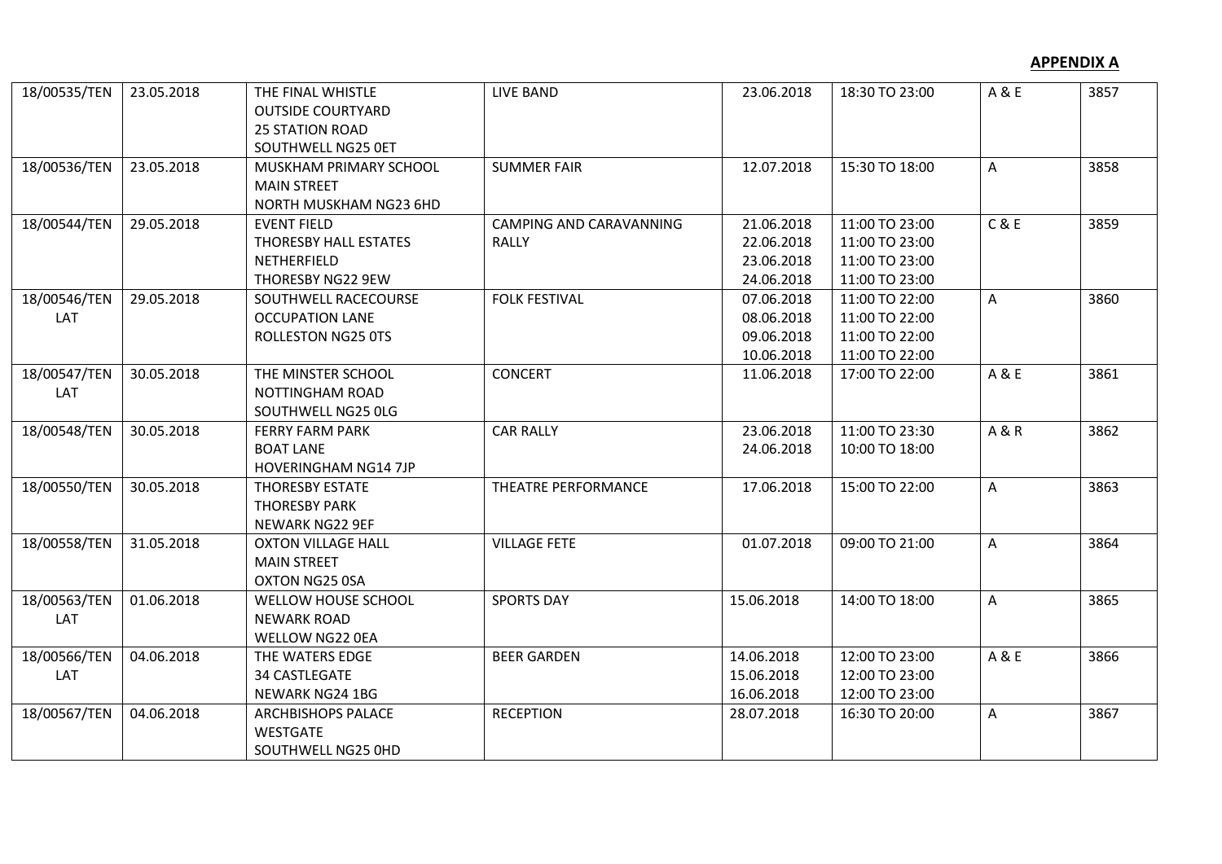**APPENDIX A**

| | | | | | | | |
|---|---|---|---|---|---|---|---|
| 18/00535/TEN | 23.05.2018 | THE FINAL WHISTLE<br>OUTSIDE COURTYARD<br>25 STATION ROAD<br>SOUTHWELL NG25 0ET | LIVE BAND | 23.06.2018 | 18:30 TO 23:00 | A & E | 3857 |
| 18/00536/TEN | 23.05.2018 | MUSKHAM PRIMARY SCHOOL<br>MAIN STREET<br>NORTH MUSKHAM NG23 6HD | SUMMER FAIR | 12.07.2018 | 15:30 TO 18:00 | A | 3858 |
| 18/00544/TEN | 29.05.2018 | EVENT FIELD<br>THORESBY HALL ESTATES<br>NETHERFIELD<br>THORESBY NG22 9EW | CAMPING AND CARAVANNING RALLY | 21.06.2018<br>22.06.2018<br>23.06.2018<br>24.06.2018 | 11:00 TO 23:00<br>11:00 TO 23:00<br>11:00 TO 23:00<br>11:00 TO 23:00 | C & E | 3859 |
| 18/00546/TEN LAT | 29.05.2018 | SOUTHWELL RACECOURSE<br>OCCUPATION LANE<br>ROLLESTON NG25 0TS | FOLK FESTIVAL | 07.06.2018<br>08.06.2018<br>09.06.2018<br>10.06.2018 | 11:00 TO 22:00<br>11:00 TO 22:00<br>11:00 TO 22:00<br>11:00 TO 22:00 | A | 3860 |
| 18/00547/TEN LAT | 30.05.2018 | THE MINSTER SCHOOL<br>NOTTINGHAM ROAD<br>SOUTHWELL NG25 0LG | CONCERT | 11.06.2018 | 17:00 TO 22:00 | A & E | 3861 |
| 18/00548/TEN | 30.05.2018 | FERRY FARM PARK<br>BOAT LANE<br>HOVERINGHAM NG14 7JP | CAR RALLY | 23.06.2018<br>24.06.2018 | 11:00 TO 23:30<br>10:00 TO 18:00 | A & R | 3862 |
| 18/00550/TEN | 30.05.2018 | THORESBY ESTATE<br>THORESBY PARK<br>NEWARK NG22 9EF | THEATRE PERFORMANCE | 17.06.2018 | 15:00 TO 22:00 | A | 3863 |
| 18/00558/TEN | 31.05.2018 | OXTON VILLAGE HALL<br>MAIN STREET<br>OXTON NG25 0SA | VILLAGE FETE | 01.07.2018 | 09:00 TO 21:00 | A | 3864 |
| 18/00563/TEN LAT | 01.06.2018 | WELLOW HOUSE SCHOOL<br>NEWARK ROAD<br>WELLOW NG22 0EA | SPORTS DAY | 15.06.2018 | 14:00 TO 18:00 | A | 3865 |
| 18/00566/TEN LAT | 04.06.2018 | THE WATERS EDGE<br>34 CASTLEGATE<br>NEWARK NG24 1BG | BEER GARDEN | 14.06.2018<br>15.06.2018<br>16.06.2018 | 12:00 TO 23:00<br>12:00 TO 23:00<br>12:00 TO 23:00 | A & E | 3866 |
| 18/00567/TEN | 04.06.2018 | ARCHBISHOPS PALACE<br>WESTGATE<br>SOUTHWELL NG25 0HD | RECEPTION | 28.07.2018 | 16:30 TO 20:00 | A | 3867 |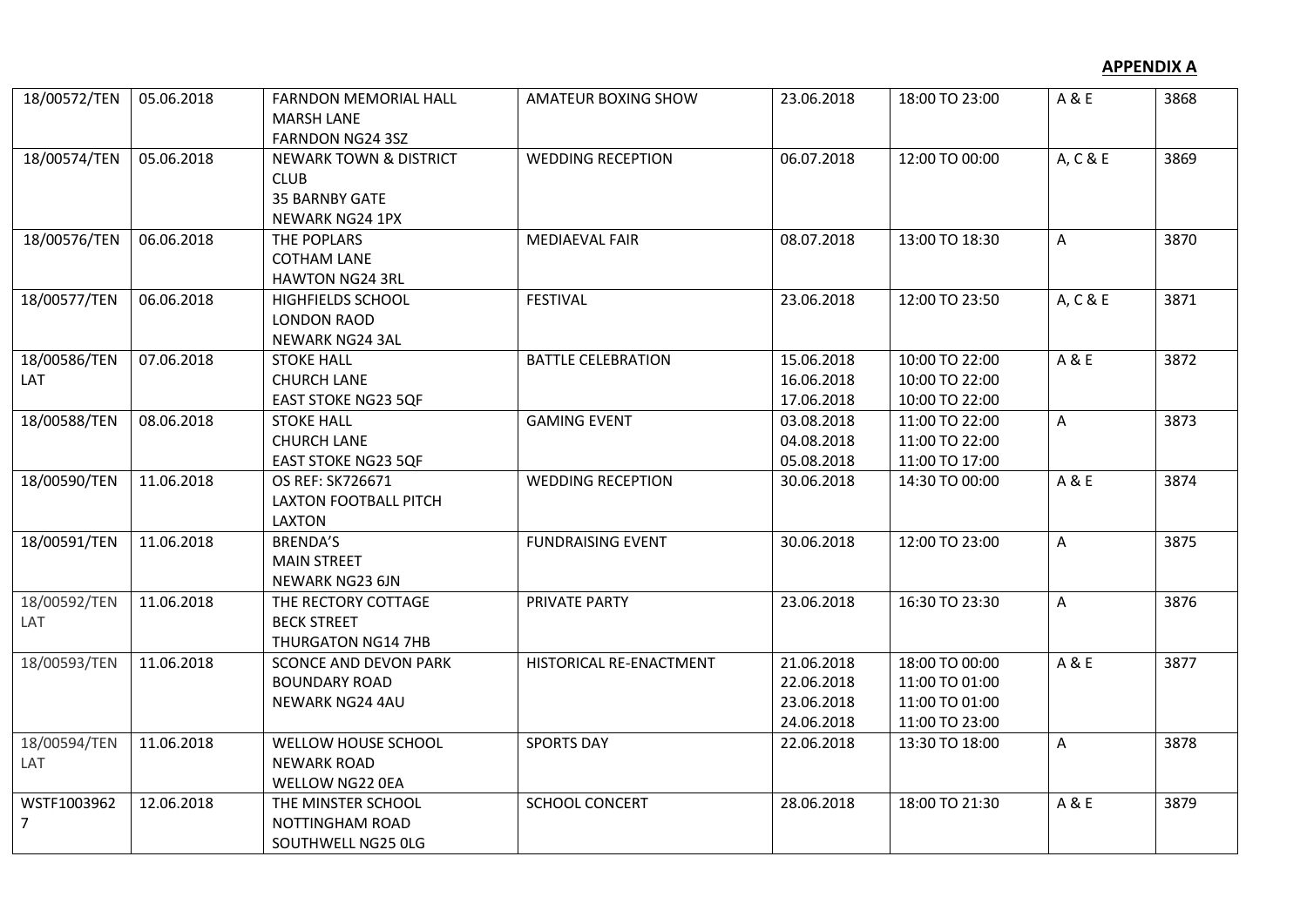**APPENDIX A**

| | | | | | | | |
|---|---|---|---|---|---|---|---|
| 18/00572/TEN | 05.06.2018 | FARNDON MEMORIAL HALL<br>MARSH LANE<br>FARNDON NG24 3SZ | AMATEUR BOXING SHOW | 23.06.2018 | 18:00 TO 23:00 | A & E | 3868 |
| 18/00574/TEN | 05.06.2018 | NEWARK TOWN & DISTRICT CLUB<br>35 BARNBY GATE<br>NEWARK NG24 1PX | WEDDING RECEPTION | 06.07.2018 | 12:00 TO 00:00 | A, C & E | 3869 |
| 18/00576/TEN | 06.06.2018 | THE POPLARS<br>COTHAM LANE<br>HAWTON NG24 3RL | MEDIAEVAL FAIR | 08.07.2018 | 13:00 TO 18:30 | A | 3870 |
| 18/00577/TEN | 06.06.2018 | HIGHFIELDS SCHOOL<br>LONDON RAOD<br>NEWARK NG24 3AL | FESTIVAL | 23.06.2018 | 12:00 TO 23:50 | A, C & E | 3871 |
| 18/00586/TEN LAT | 07.06.2018 | STOKE HALL<br>CHURCH LANE<br>EAST STOKE NG23 5QF | BATTLE CELEBRATION | 15.06.2018<br>16.06.2018<br>17.06.2018 | 10:00 TO 22:00<br>10:00 TO 22:00<br>10:00 TO 22:00 | A & E | 3872 |
| 18/00588/TEN | 08.06.2018 | STOKE HALL<br>CHURCH LANE<br>EAST STOKE NG23 5QF | GAMING EVENT | 03.08.2018<br>04.08.2018<br>05.08.2018 | 11:00 TO 22:00<br>11:00 TO 22:00<br>11:00 TO 17:00 | A | 3873 |
| 18/00590/TEN | 11.06.2018 | OS REF: SK726671<br>LAXTON FOOTBALL PITCH<br>LAXTON | WEDDING RECEPTION | 30.06.2018 | 14:30 TO 00:00 | A & E | 3874 |
| 18/00591/TEN | 11.06.2018 | BRENDA'S<br>MAIN STREET<br>NEWARK NG23 6JN | FUNDRAISING EVENT | 30.06.2018 | 12:00 TO 23:00 | A | 3875 |
| 18/00592/TEN LAT | 11.06.2018 | THE RECTORY COTTAGE<br>BECK STREET<br>THURGATON NG14 7HB | PRIVATE PARTY | 23.06.2018 | 16:30 TO 23:30 | A | 3876 |
| 18/00593/TEN | 11.06.2018 | SCONCE AND DEVON PARK<br>BOUNDARY ROAD<br>NEWARK NG24 4AU | HISTORICAL RE-ENACTMENT | 21.06.2018<br>22.06.2018<br>23.06.2018<br>24.06.2018 | 18:00 TO 00:00<br>11:00 TO 01:00<br>11:00 TO 01:00<br>11:00 TO 23:00 | A & E | 3877 |
| 18/00594/TEN LAT | 11.06.2018 | WELLOW HOUSE SCHOOL<br>NEWARK ROAD<br>WELLOW NG22 0EA | SPORTS DAY | 22.06.2018 | 13:30 TO 18:00 | A | 3878 |
| WSTF10039627 | 12.06.2018 | THE MINSTER SCHOOL<br>NOTTINGHAM ROAD<br>SOUTHWELL NG25 0LG | SCHOOL CONCERT | 28.06.2018 | 18:00 TO 21:30 | A & E | 3879 |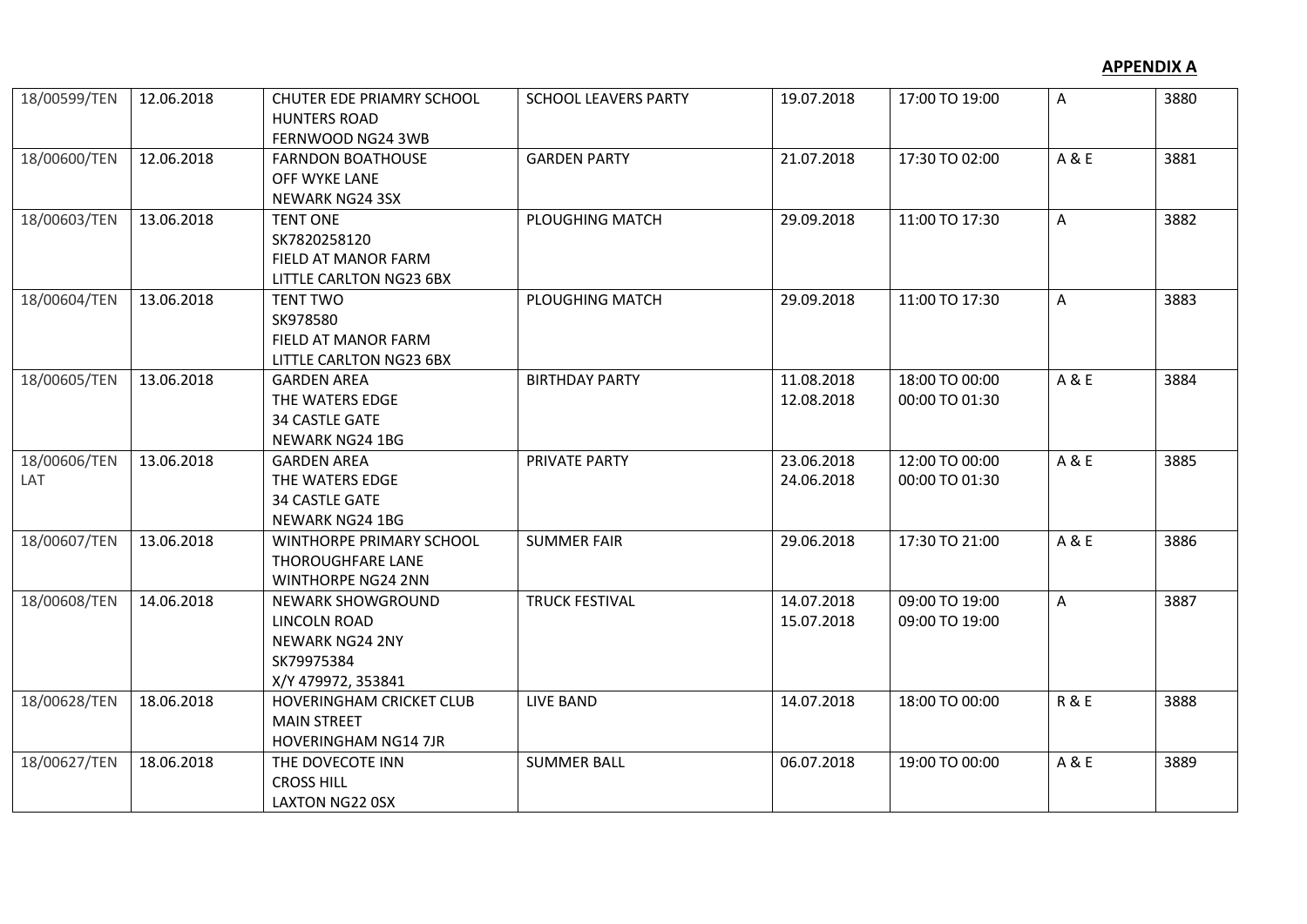**APPENDIX A**

| | | | | | | | |
|---|---|---|---|---|---|---|---|
| 18/00599/TEN | 12.06.2018 | CHUTER EDE PRIAMRY SCHOOL<br>HUNTERS ROAD<br>FERNWOOD NG24 3WB | SCHOOL LEAVERS PARTY | 19.07.2018 | 17:00 TO 19:00 | A | 3880 |
| 18/00600/TEN | 12.06.2018 | FARNDON BOATHOUSE<br>OFF WYKE LANE<br>NEWARK NG24 3SX | GARDEN PARTY | 21.07.2018 | 17:30 TO 02:00 | A & E | 3881 |
| 18/00603/TEN | 13.06.2018 | TENT ONE<br>SK7820258120<br>FIELD AT MANOR FARM<br>LITTLE CARLTON NG23 6BX | PLOUGHING MATCH | 29.09.2018 | 11:00 TO 17:30 | A | 3882 |
| 18/00604/TEN | 13.06.2018 | TENT TWO<br>SK978580<br>FIELD AT MANOR FARM<br>LITTLE CARLTON NG23 6BX | PLOUGHING MATCH | 29.09.2018 | 11:00 TO 17:30 | A | 3883 |
| 18/00605/TEN | 13.06.2018 | GARDEN AREA<br>THE WATERS EDGE<br>34 CASTLE GATE<br>NEWARK NG24 1BG | BIRTHDAY PARTY | 11.08.2018<br>12.08.2018 | 18:00 TO 00:00<br>00:00 TO 01:30 | A & E | 3884 |
| 18/00606/TEN LAT | 13.06.2018 | GARDEN AREA<br>THE WATERS EDGE<br>34 CASTLE GATE<br>NEWARK NG24 1BG | PRIVATE PARTY | 23.06.2018<br>24.06.2018 | 12:00 TO 00:00<br>00:00 TO 01:30 | A & E | 3885 |
| 18/00607/TEN | 13.06.2018 | WINTHORPE PRIMARY SCHOOL<br>THOROUGHFARE LANE<br>WINTHORPE NG24 2NN | SUMMER FAIR | 29.06.2018 | 17:30 TO 21:00 | A & E | 3886 |
| 18/00608/TEN | 14.06.2018 | NEWARK SHOWGROUND<br>LINCOLN ROAD<br>NEWARK NG24 2NY<br>SK79975384<br>X/Y 479972, 353841 | TRUCK FESTIVAL | 14.07.2018<br>15.07.2018 | 09:00 TO 19:00<br>09:00 TO 19:00 | A | 3887 |
| 18/00628/TEN | 18.06.2018 | HOVERINGHAM CRICKET CLUB<br>MAIN STREET<br>HOVERINGHAM NG14 7JR | LIVE BAND | 14.07.2018 | 18:00 TO 00:00 | R & E | 3888 |
| 18/00627/TEN | 18.06.2018 | THE DOVECOTE INN<br>CROSS HILL<br>LAXTON NG22 0SX | SUMMER BALL | 06.07.2018 | 19:00 TO 00:00 | A & E | 3889 |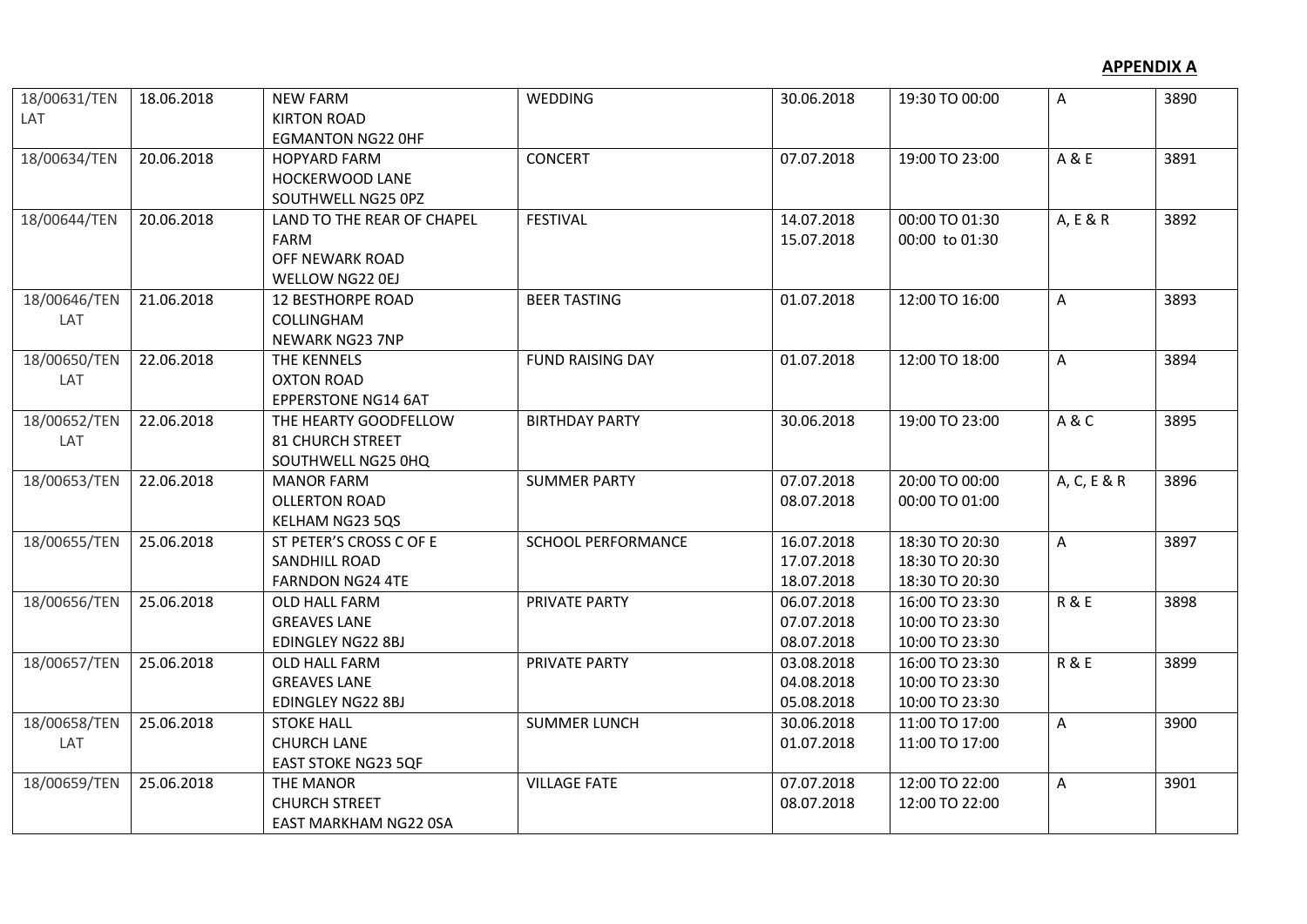**APPENDIX A**

| | | | | | | | |
|---|---|---|---|---|---|---|---|
| 18/00631/TENLAT | 18.06.2018 | NEW FARM<br>KIRTON ROAD<br>EGMANTON NG22 0HF | WEDDING | 30.06.2018 | 19:30 TO 00:00 | A | 3890 |
| 18/00634/TEN | 20.06.2018 | HOPYARD FARM<br>HOCKERWOOD LANE<br>SOUTHWELL NG25 0PZ | CONCERT | 07.07.2018 | 19:00 TO 23:00 | A & E | 3891 |
| 18/00644/TEN | 20.06.2018 | LAND TO THE REAR OF CHAPEL FARM<br>OFF NEWARK ROAD<br>WELLOW NG22 0EJ | FESTIVAL | 14.07.2018<br>15.07.2018 | 00:00 TO 01:30<br>00:00 to 01:30 | A, E & R | 3892 |
| 18/00646/TENLAT | 21.06.2018 | 12 BESTHORPE ROAD<br>COLLINGHAM<br>NEWARK NG23 7NP | BEER TASTING | 01.07.2018 | 12:00 TO 16:00 | A | 3893 |
| 18/00650/TENLAT | 22.06.2018 | THE KENNELS<br>OXTON ROAD<br>EPPERSTONE NG14 6AT | FUND RAISING DAY | 01.07.2018 | 12:00 TO 18:00 | A | 3894 |
| 18/00652/TENLAT | 22.06.2018 | THE HEARTY GOODFELLOW<br>81 CHURCH STREET<br>SOUTHWELL NG25 0HQ | BIRTHDAY PARTY | 30.06.2018 | 19:00 TO 23:00 | A & C | 3895 |
| 18/00653/TEN | 22.06.2018 | MANOR FARM<br>OLLERTON ROAD<br>KELHAM NG23 5QS | SUMMER PARTY | 07.07.2018<br>08.07.2018 | 20:00 TO 00:00<br>00:00 TO 01:00 | A, C, E & R | 3896 |
| 18/00655/TEN | 25.06.2018 | ST PETER'S CROSS C OF E<br>SANDHILL ROAD<br>FARNDON NG24 4TE | SCHOOL PERFORMANCE | 16.07.2018<br>17.07.2018<br>18.07.2018 | 18:30 TO 20:30<br>18:30 TO 20:30<br>18:30 TO 20:30 | A | 3897 |
| 18/00656/TEN | 25.06.2018 | OLD HALL FARM<br>GREAVES LANE<br>EDINGLEY NG22 8BJ | PRIVATE PARTY | 06.07.2018<br>07.07.2018<br>08.07.2018 | 16:00 TO 23:30<br>10:00 TO 23:30<br>10:00 TO 23:30 | R & E | 3898 |
| 18/00657/TEN | 25.06.2018 | OLD HALL FARM<br>GREAVES LANE<br>EDINGLEY NG22 8BJ | PRIVATE PARTY | 03.08.2018<br>04.08.2018<br>05.08.2018 | 16:00 TO 23:30<br>10:00 TO 23:30<br>10:00 TO 23:30 | R & E | 3899 |
| 18/00658/TENLAT | 25.06.2018 | STOKE HALL<br>CHURCH LANE<br>EAST STOKE NG23 5QF | SUMMER LUNCH | 30.06.2018<br>01.07.2018 | 11:00 TO 17:00<br>11:00 TO 17:00 | A | 3900 |
| 18/00659/TEN | 25.06.2018 | THE MANOR<br>CHURCH STREET<br>EAST MARKHAM NG22 0SA | VILLAGE FATE | 07.07.2018<br>08.07.2018 | 12:00 TO 22:00<br>12:00 TO 22:00 | A | 3901 |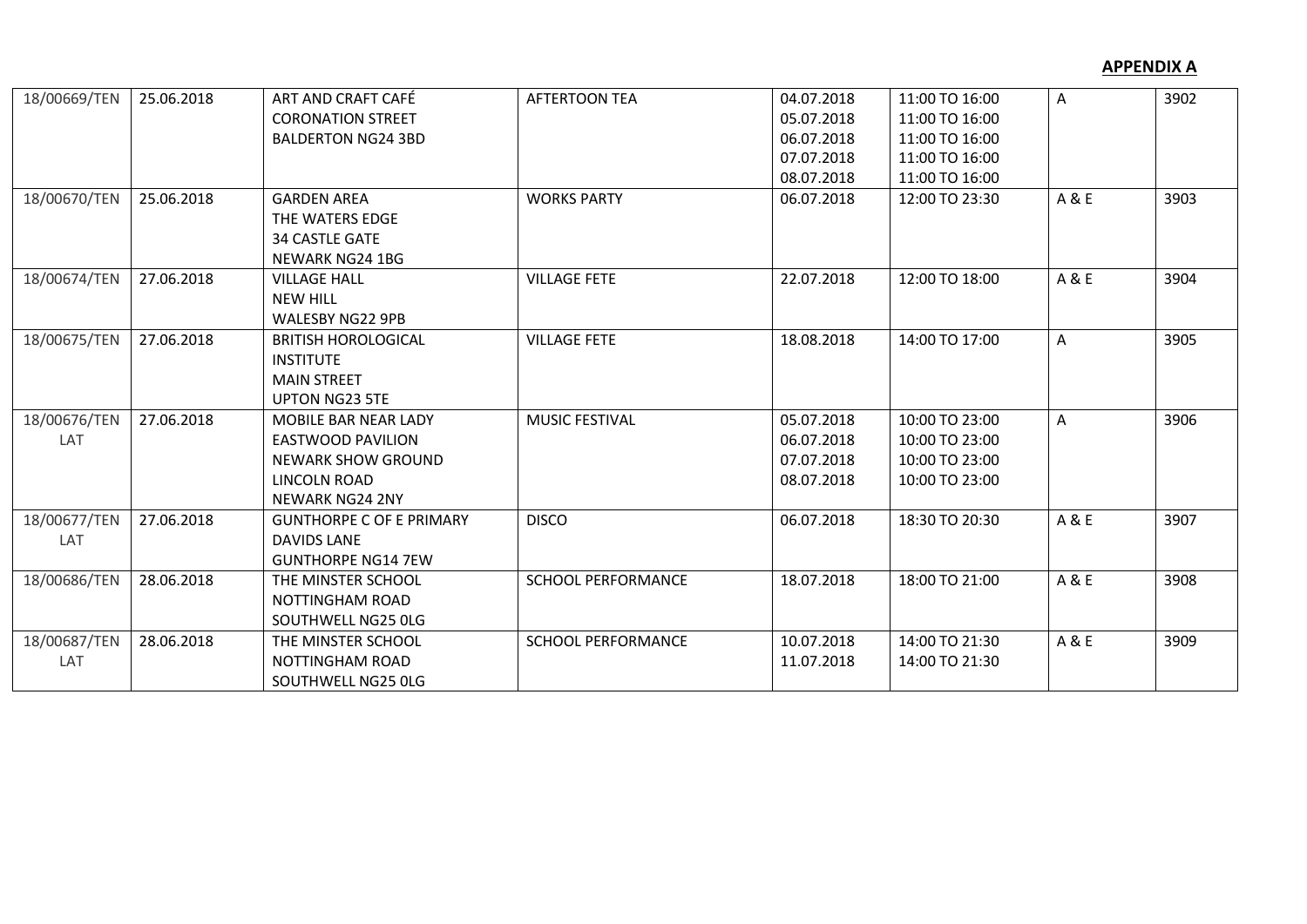**APPENDIX A**

| | | | | | | | |
|---|---|---|---|---|---|---|---|
| 18/00669/TEN | 25.06.2018 | ART AND CRAFT CAFÉ<br>CORONATION STREET<br>BALDERTON NG24 3BD | AFTERTOON TEA | 04.07.2018<br>05.07.2018<br>06.07.2018<br>07.07.2018<br>08.07.2018 | 11:00 TO 16:00<br>11:00 TO 16:00<br>11:00 TO 16:00<br>11:00 TO 16:00<br>11:00 TO 16:00 | A | 3902 |
| 18/00670/TEN | 25.06.2018 | GARDEN AREA<br>THE WATERS EDGE<br>34 CASTLE GATE<br>NEWARK NG24 1BG | WORKS PARTY | 06.07.2018 | 12:00 TO 23:30 | A & E | 3903 |
| 18/00674/TEN | 27.06.2018 | VILLAGE HALL<br>NEW HILL<br>WALESBY NG22 9PB | VILLAGE FETE | 22.07.2018 | 12:00 TO 18:00 | A & E | 3904 |
| 18/00675/TEN | 27.06.2018 | BRITISH HOROLOGICAL INSTITUTE<br>MAIN STREET<br>UPTON NG23 5TE | VILLAGE FETE | 18.08.2018 | 14:00 TO 17:00 | A | 3905 |
| 18/00676/TEN LAT | 27.06.2018 | MOBILE BAR NEAR LADY EASTWOOD PAVILION<br>NEWARK SHOW GROUND<br>LINCOLN ROAD<br>NEWARK NG24 2NY | MUSIC FESTIVAL | 05.07.2018<br>06.07.2018<br>07.07.2018<br>08.07.2018 | 10:00 TO 23:00<br>10:00 TO 23:00<br>10:00 TO 23:00<br>10:00 TO 23:00 | A | 3906 |
| 18/00677/TEN LAT | 27.06.2018 | GUNTHORPE C OF E PRIMARY<br>DAVIDS LANE<br>GUNTHORPE NG14 7EW | DISCO | 06.07.2018 | 18:30 TO 20:30 | A & E | 3907 |
| 18/00686/TEN | 28.06.2018 | THE MINSTER SCHOOL<br>NOTTINGHAM ROAD<br>SOUTHWELL NG25 0LG | SCHOOL PERFORMANCE | 18.07.2018 | 18:00 TO 21:00 | A & E | 3908 |
| 18/00687/TEN LAT | 28.06.2018 | THE MINSTER SCHOOL<br>NOTTINGHAM ROAD<br>SOUTHWELL NG25 0LG | SCHOOL PERFORMANCE | 10.07.2018<br>11.07.2018 | 14:00 TO 21:30<br>14:00 TO 21:30 | A & E | 3909 |